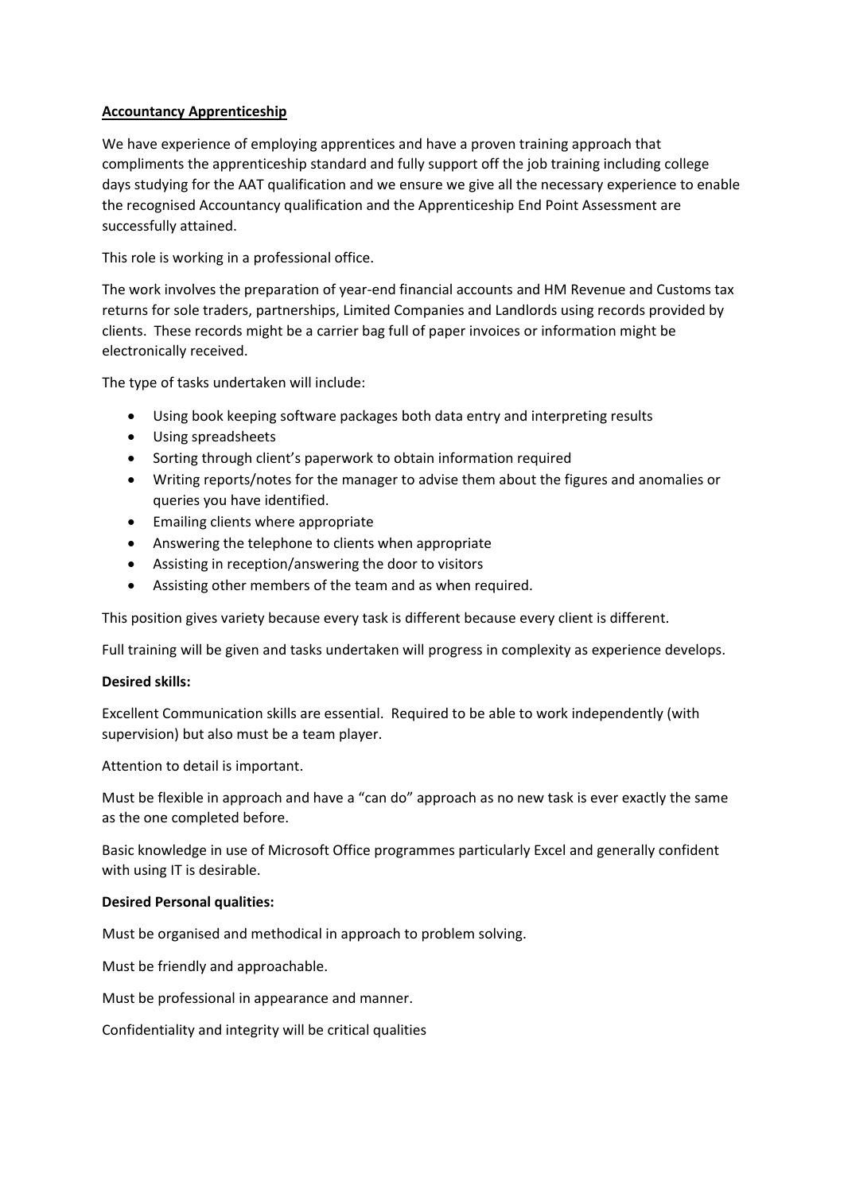**Accountancy Apprenticeship**

We have experience of employing apprentices and have a proven training approach that compliments the apprenticeship standard and fully support off the job training including college days studying for the AAT qualification and we ensure we give all the necessary experience to enable the recognised Accountancy qualification and the Apprenticeship End Point Assessment are successfully attained.

This role is working in a professional office.

The work involves the preparation of year-end financial accounts and HM Revenue and Customs tax returns for sole traders, partnerships, Limited Companies and Landlords using records provided by clients. These records might be a carrier bag full of paper invoices or information might be electronically received.

The type of tasks undertaken will include:

- Using book keeping software packages both data entry and interpreting results
- Using spreadsheets
- Sorting through client's paperwork to obtain information required
- Writing reports/notes for the manager to advise them about the figures and anomalies or queries you have identified.
- Emailing clients where appropriate
- Answering the telephone to clients when appropriate
- Assisting in reception/answering the door to visitors
- Assisting other members of the team and as when required.

This position gives variety because every task is different because every client is different.

Full training will be given and tasks undertaken will progress in complexity as experience develops.

**Desired skills:**

Excellent Communication skills are essential. Required to be able to work independently (with supervision) but also must be a team player.

Attention to detail is important.

Must be flexible in approach and have a "can do" approach as no new task is ever exactly the same as the one completed before.

Basic knowledge in use of Microsoft Office programmes particularly Excel and generally confident with using IT is desirable.

**Desired Personal qualities:**

Must be organised and methodical in approach to problem solving.

Must be friendly and approachable.

Must be professional in appearance and manner.

Confidentiality and integrity will be critical qualities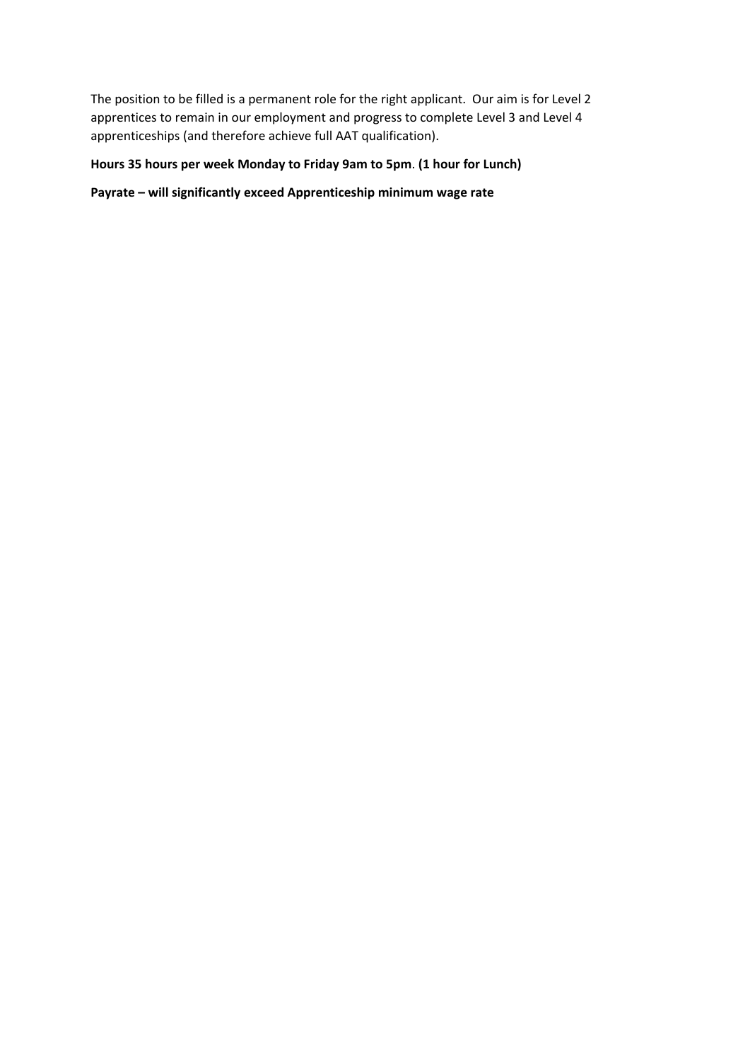The position to be filled is a permanent role for the right applicant. Our aim is for Level 2 apprentices to remain in our employment and progress to complete Level 3 and Level 4 apprenticeships (and therefore achieve full AAT qualification).

**Hours 35 hours per week Monday to Friday 9am to 5pm**. **(1 hour for Lunch)**

**Payrate – will significantly exceed Apprenticeship minimum wage rate**